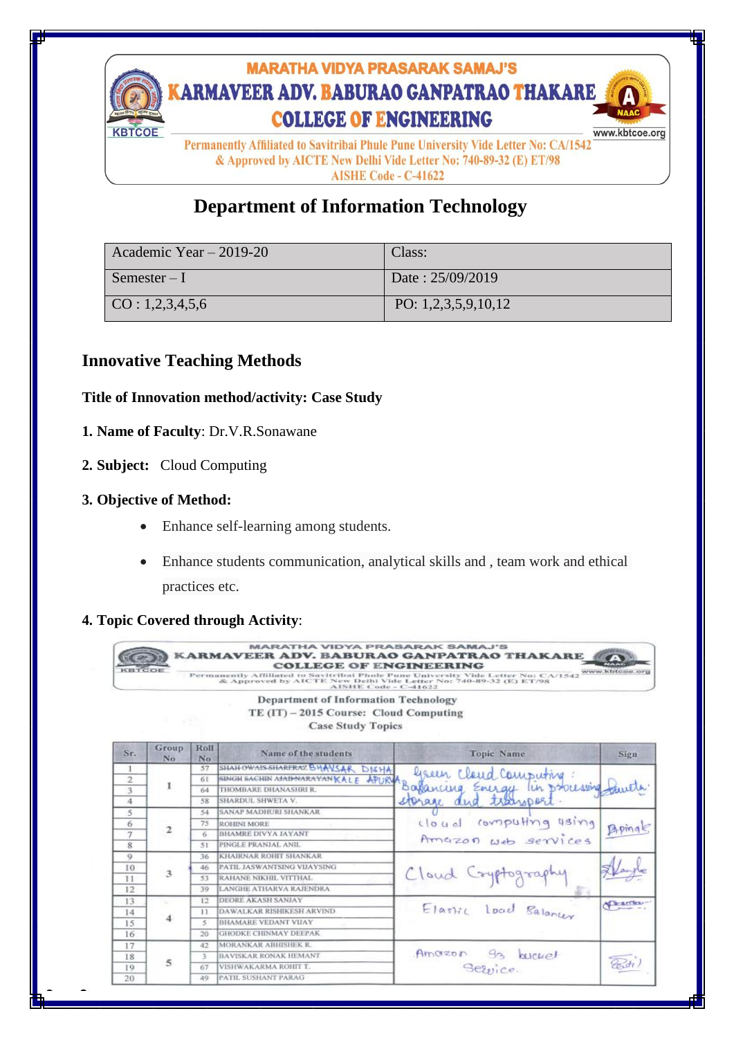MARATHA VIDYA PRASARAK SAMAJ'S

# KARMAVEER ADV. BABURAO GANPATRAO THAKARE COLLEGE OF ENGINEERING

www.kbtcoe.org

Permanently Affiliated to Savitribai Phule Pune University Vide Letter No: CA/1542 & Approved by AICTE New Delhi Vide Letter No: 740-89-32 (E) ET/98
AISHE Code - C-41622

## Department of Information Technology

| Academic Year – 2019-20 | Class: |
|---|---|
| Semester – I | Date : 25/09/2019 |
| CO : 1,2,3,4,5,6 | PO: 1,2,3,5,9,10,12 |

## Innovative Teaching Methods

**Title of Innovation method/activity: Case Study**

**1. Name of Faculty**: Dr.V.R.Sonawane

**2. Subject:** Cloud Computing

**3. Objective of Method:**

- Enhance self-learning among students.
- Enhance students communication, analytical skills and , team work and ethical practices etc.

**4. Topic Covered through Activity**:

MARATHA VIDYA PRASARAK SAMAJ'S
KARMAVEER ADV. BABURAO GANPATRAO THAKARE COLLEGE OF ENGINEERING

Department of Information Technology
TE (IT) – 2015 Course: Cloud Computing
Case Study Topics

| Sr. | Group No | Roll No | Name of the students | Topic Name | Sign |
|---|---|---|---|---|---|
| 1 | 1 | 57 | ~~SHAH OWAIS SHARFRAZ~~ BHAVSAR DISHA | Green Cloud Computing : Balancing Energy in processing storage and transport. | |
| 2 | | 61 | ~~SINGH SACHIN AJAB NARAYAN~~ KALE APURVA | | |
| 3 | | 64 | THOMBARE DHANASHRI R. | | |
| 4 | | 58 | SHARDUL SHWETA V. | | |
| 5 | 2 | 54 | SANAP MADHURI SHANKAR | cloud computing using Amazon web services | |
| 6 | | 75 | ROHINI MORE | | |
| 7 | | 6 | BHAMRE DIVYA JAYANT | | |
| 8 | | 51 | PINGLE PRANJAL ANIL | | |
| 9 | 3 | 36 | KHAIRNAR ROHIT SHANKAR | Cloud Cryptography | |
| 10 | | 46 | PATIL JASWANTSING VIJAYSING | | |
| 11 | | 53 | RAHANE NIKHIL VITTHAL | | |
| 12 | | 39 | LANGHE ATHARVA RAJENDRA | | |
| 13 | 4 | 12 | DEORE AKASH SANJAY | Elastic load Balancer | |
| 14 | | 11 | DAWALKAR RISHIKESH ARVIND | | |
| 15 | | 5 | BHAMARE VEDANT VIJAY | | |
| 16 | | 20 | GHODKE CHINMAY DEEPAK | | |
| 17 | 5 | 42 | MORANKAR ABHISHEK R. | Amazon S3 bucket Service. | |
| 18 | | 3 | BHAVSKAR RONAK HEMANT | | |
| 19 | | 67 | VISHWAKARMA ROHIT T. | | |
| 20 | | 49 | PATIL SUSHANT PARAG | | |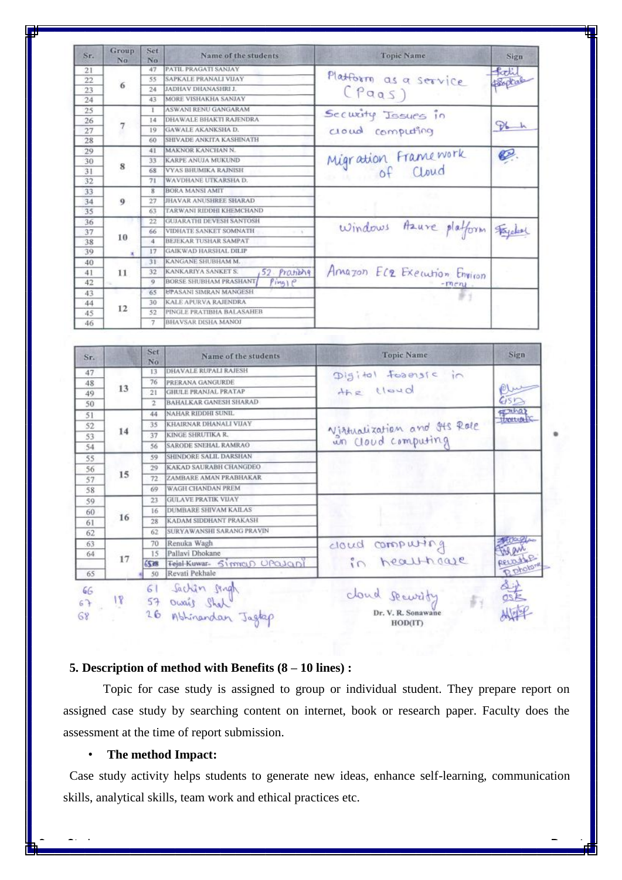| Sr. | Group No | Set No | Name of the students | Topic Name | Sign |
|---|---|---|---|---|---|
| 21 | 6 | 47 | PATIL PRAGATI SANJAY | Platform as a service (Paas) | |
| 22 | | 55 | SAPKALE PRANALI VIJAY | | |
| 23 | | 24 | JADHAV DHANASHRI J. | | |
| 24 | | 43 | MORE VISHAKHA SANJAY | | |
| 25 | 7 | 1 | ASWANI RENU GANGARAM | Security Issues in cloud computing | |
| 26 | | 14 | DHAWALE BHAKTI RAJENDRA | | |
| 27 | | 19 | GAWALE AKANKSHA D. | | |
| 28 | | 60 | SHIVADE ANKITA KASHINATH | | |
| 29 | 8 | 41 | MAKNOR KANCHAN N. | Migration Framework of Cloud | |
| 30 | | 33 | KARPE ANUJA MUKUND | | |
| 31 | | 68 | VYAS BHUMIKA RAJNISH | | |
| 32 | | 71 | WAVDHANE UTKARSHA D. | | |
| 33 | 9 | 8 | BORA MANSI AMIT | | |
| 34 | | 27 | JHAVAR ANUSHREE SHARAD | | |
| 35 | | 63 | TARWANI RIDDHI KHEMCHAND | | |
| 36 | 10 | 22 | GUJARATHI DEVESH SANTOSH | Windows Azure platform | |
| 37 | | 66 | VIDHATE SANKET SOMNATH | | |
| 38 | | 4 | BEJEKAR TUSHAR SAMPAT | | |
| 39 | | 17 | GAIKWAD HARSHAL DILIP | | |
| 40 | 11 | 31 | KANGANE SHUBHAM M. | Amazon EC2 Execution Environment | |
| 41 | | 32 | KANKARIYA SANKET S. 52 Pratibha Pingle | | |
| 42 | | 9 | BORSE SHUBHAM PRASHANT | | |
| 43 | 12 | 65 | UPASANI SIMRAN MANGESH | | |
| 44 | | 30 | KALE APURVA RAJENDRA | | |
| 45 | | 52 | PINGLE PRATIBHA BALASAHEB | | |
| 46 | | 7 | BHAVSAR DISHA MANOJ | | |

| Sr. | | Set No | Name of the students | Topic Name | Sign |
|---|---|---|---|---|---|
| 47 | 13 | 13 | DHAVALE RUPALI RAJESH | Digital Forensic in the Cloud | |
| 48 | | 76 | PRERANA GANGURDE | | |
| 49 | | 21 | GHULE PRANJAL PRATAP | | |
| 50 | | 2 | BAHALKAR GANESH SHARAD | | |
| 51 | 14 | 44 | NAHAR RIDDHI SUNIL | Virtualization and its Role in Cloud computing | |
| 52 | | 35 | KHAIRNAR DHANALI VIJAY | | |
| 53 | | 37 | KINGE SHRUTIKA R. | | |
| 54 | | 56 | SARODE SNEHAL RAMRAO | | |
| 55 | 15 | 59 | SHINDORE SALIL DARSHAN | | |
| 56 | | 29 | KAKAD SAURABH CHANGDEO | | |
| 57 | | 72 | ZAMBARE AMAN PRABHAKAR | | |
| 58 | | 69 | WAGH CHANDAN PREM | | |
| 59 | 16 | 23 | GULAVE PRATIK VIJAY | | |
| 60 | | 16 | DUMBARE SHIVAM KAILAS | | |
| 61 | | 28 | KADAM SIDDHANT PRAKASH | | |
| 62 | | 62 | SURYAWANSHI SARANG PRAVIN | | |
| 63 | 17 | 70 | Renuka Wagh | cloud computing in healthcare | |
| 64 | | 15 | Pallavi Dhokane | | |
| | | 65 | ~~Tejal Kuwar~~ Simran Upasani | | |
| 65 | | 50 | Revati Pekhale | | |
| 66 | 18 | 61 | Sachin Singh | cloud Security | |
| 67 | | 57 | Owais Shah | | |
| 68 | | 26 | Abhinandan Jagtap | | |

Dr. V. R. Sonawane
HOD(IT)

**5. Description of method with Benefits (8 – 10 lines) :**

Topic for case study is assigned to group or individual student. They prepare report on assigned case study by searching content on internet, book or research paper. Faculty does the assessment at the time of report submission.

- **The method Impact:**

Case study activity helps students to generate new ideas, enhance self-learning, communication skills, analytical skills, team work and ethical practices etc.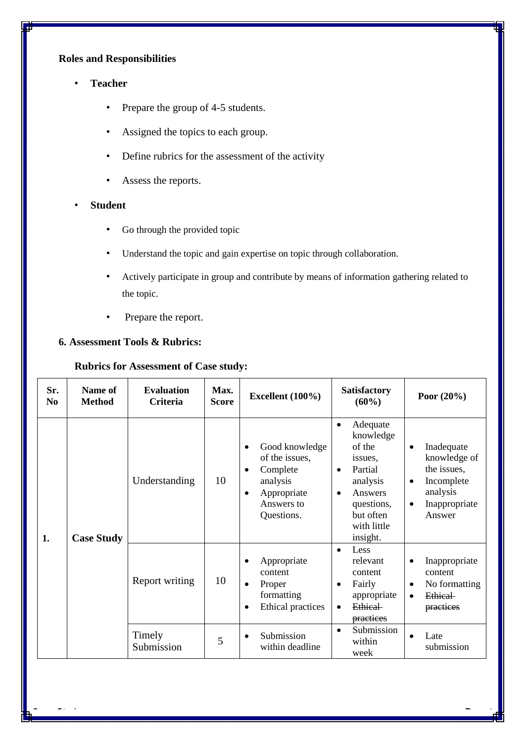**Roles and Responsibilities**

- **Teacher**
  - Prepare the group of 4-5 students.
  - Assigned the topics to each group.
  - Define rubrics for the assessment of the activity
  - Assess the reports.
- **Student**
  - Go through the provided topic
  - Understand the topic and gain expertise on topic through collaboration.
  - Actively participate in group and contribute by means of information gathering related to the topic.
  - Prepare the report.

**6. Assessment Tools & Rubrics:**

**Rubrics for Assessment of Case study:**

| Sr. No | Name of Method | Evaluation Criteria | Max. Score | Excellent (100%) | Satisfactory (60%) | Poor (20%) |
|---|---|---|---|---|---|---|
| 1. | Case Study | Understanding | 10 | • Good knowledge of the issues,<br>• Complete analysis<br>• Appropriate Answers to Questions. | • Adequate knowledge of the issues,<br>• Partial analysis<br>• Answers questions, but often with little insight. | • Inadequate knowledge of the issues,<br>• Incomplete analysis<br>• Inappropriate Answer |
| | | Report writing | 10 | • Appropriate content<br>• Proper formatting<br>• Ethical practices | • Less relevant content<br>• Fairly appropriate<br>• ~~Ethical practices~~ | • Inappropriate content<br>• No formatting<br>• ~~Ethical practices~~ |
| | | Timely Submission | 5 | • Submission within deadline | • Submission within week | • Late submission |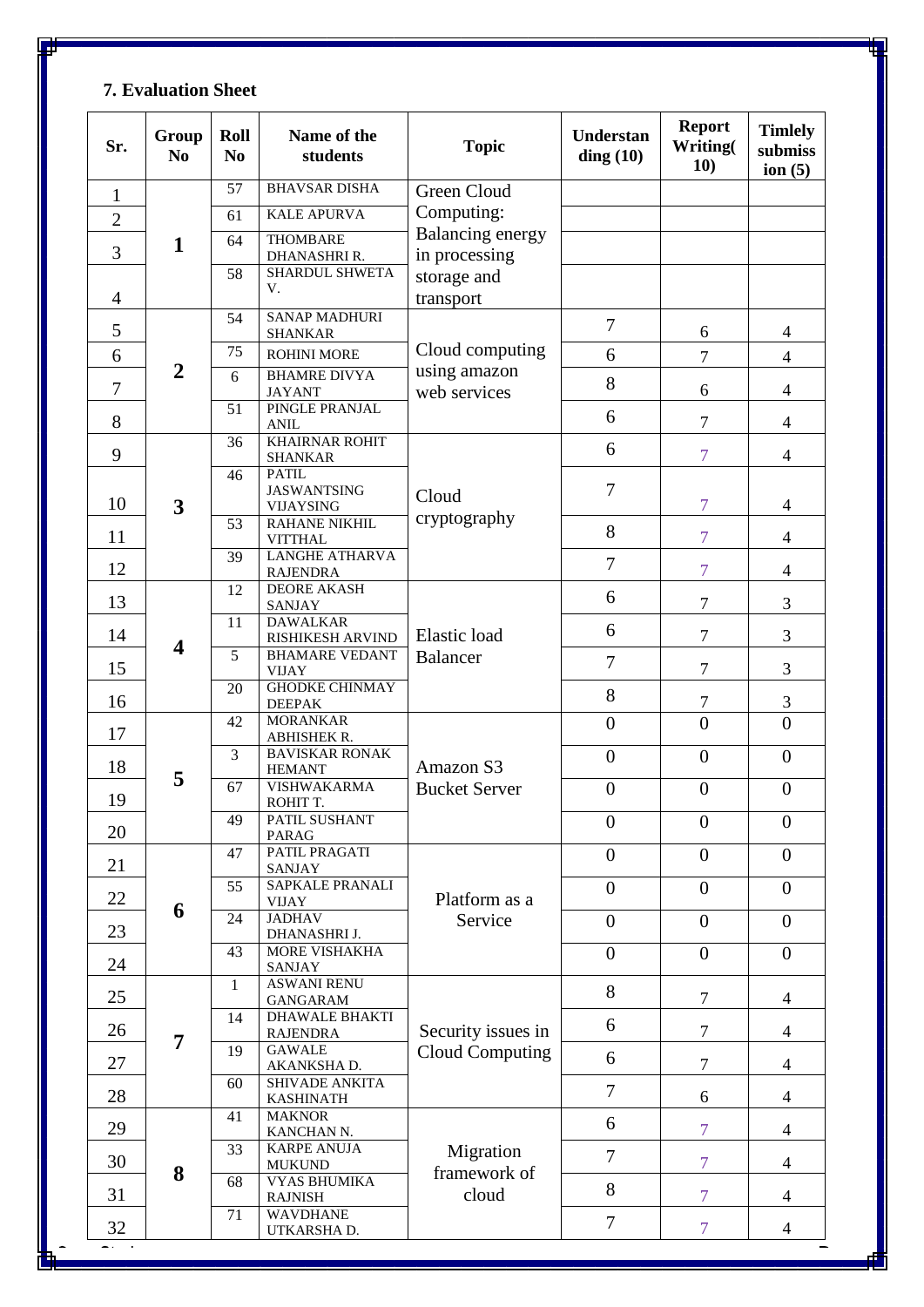**7. Evaluation Sheet**

| Sr. | Group No | Roll No | Name of the students | Topic | Understanding (10) | Report Writing(10) | Timlely submission (5) |
|---|---|---|---|---|---|---|---|
| 1 | 1 | 57 | BHAVSAR DISHA | Green Cloud Computing: Balancing energy in processing storage and transport | | | |
| 2 | | 61 | KALE APURVA | | | | |
| 3 | | 64 | THOMBARE DHANASHRI R. | | | | |
| 4 | | 58 | SHARDUL SHWETA V. | | | | |
| 5 | 2 | 54 | SANAP MADHURI SHANKAR | Cloud computing using amazon web services | 7 | 6 | 4 |
| 6 | | 75 | ROHINI MORE | | 6 | 7 | 4 |
| 7 | | 6 | BHAMRE DIVYA JAYANT | | 8 | 6 | 4 |
| 8 | | 51 | PINGLE PRANJAL ANIL | | 6 | 7 | 4 |
| 9 | 3 | 36 | KHAIRNAR ROHIT SHANKAR | Cloud cryptography | 6 | 7 | 4 |
| 10 | | 46 | PATIL JASWANTSING VIJAYSING | | 7 | 7 | 4 |
| 11 | | 53 | RAHANE NIKHIL VITTHAL | | 8 | 7 | 4 |
| 12 | | 39 | LANGHE ATHARVA RAJENDRA | | 7 | 7 | 4 |
| 13 | 4 | 12 | DEORE AKASH SANJAY | Elastic load Balancer | 6 | 7 | 3 |
| 14 | | 11 | DAWALKAR RISHIKESH ARVIND | | 6 | 7 | 3 |
| 15 | | 5 | BHAMARE VEDANT VIJAY | | 7 | 7 | 3 |
| 16 | | 20 | GHODKE CHINMAY DEEPAK | | 8 | 7 | 3 |
| 17 | 5 | 42 | MORANKAR ABHISHEK R. | Amazon S3 Bucket Server | 0 | 0 | 0 |
| 18 | | 3 | BAVISKAR RONAK HEMANT | | 0 | 0 | 0 |
| 19 | | 67 | VISHWAKARMA ROHIT T. | | 0 | 0 | 0 |
| 20 | | 49 | PATIL SUSHANT PARAG | | 0 | 0 | 0 |
| 21 | 6 | 47 | PATIL PRAGATI SANJAY | Platform as a Service | 0 | 0 | 0 |
| 22 | | 55 | SAPKALE PRANALI VIJAY | | 0 | 0 | 0 |
| 23 | | 24 | JADHAV DHANASHRI J. | | 0 | 0 | 0 |
| 24 | | 43 | MORE VISHAKHA SANJAY | | 0 | 0 | 0 |
| 25 | 7 | 1 | ASWANI RENU GANGARAM | Security issues in Cloud Computing | 8 | 7 | 4 |
| 26 | | 14 | DHAWALE BHAKTI RAJENDRA | | 6 | 7 | 4 |
| 27 | | 19 | GAWALE AKANKSHA D. | | 6 | 7 | 4 |
| 28 | | 60 | SHIVADE ANKITA KASHINATH | | 7 | 6 | 4 |
| 29 | 8 | 41 | MAKNOR KANCHAN N. | Migration framework of cloud | 6 | 7 | 4 |
| 30 | | 33 | KARPE ANUJA MUKUND | | 7 | 7 | 4 |
| 31 | | 68 | VYAS BHUMIKA RAJNISH | | 8 | 7 | 4 |
| 32 | | 71 | WAVDHANE UTKARSHA D. | | 7 | 7 | 4 |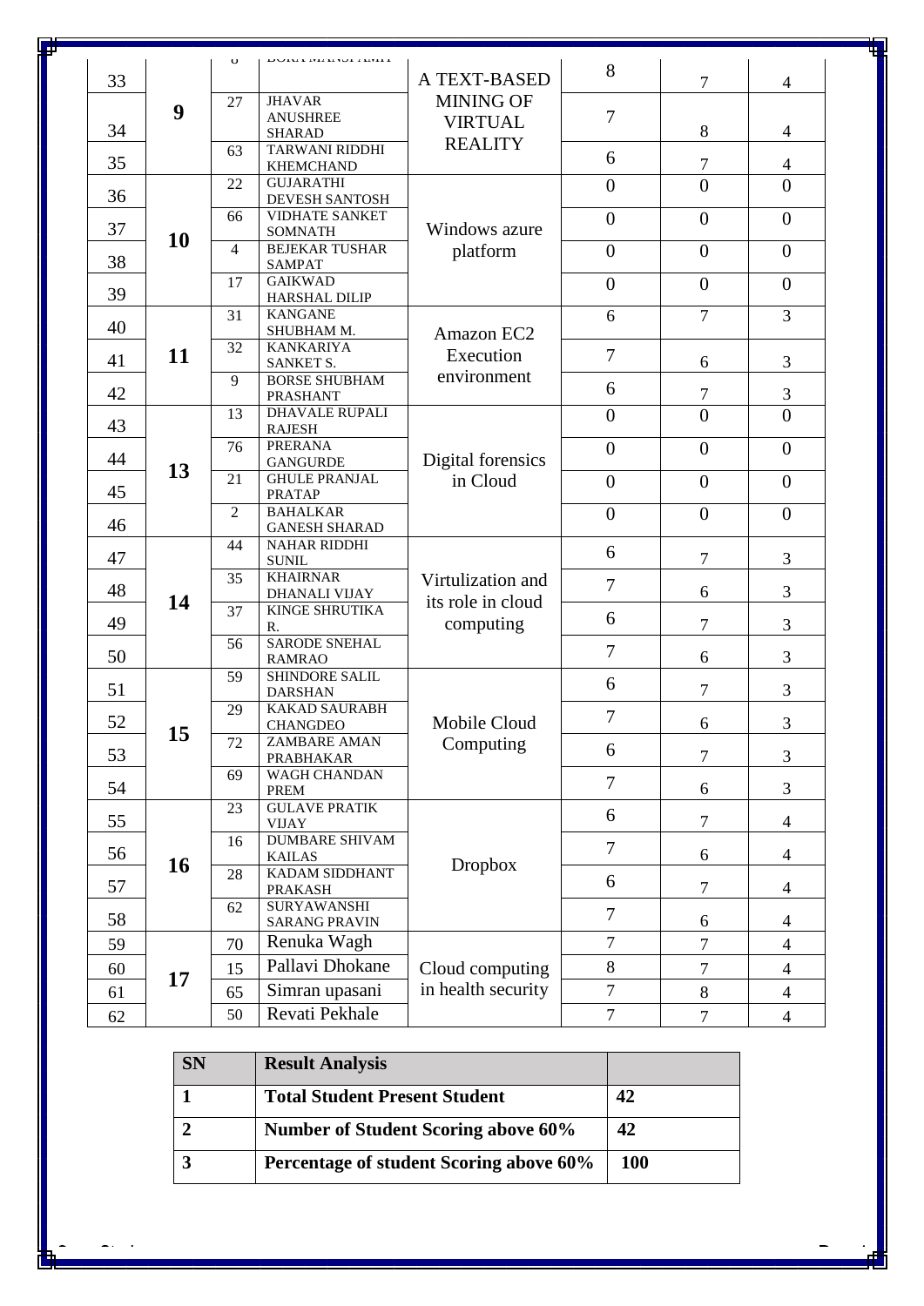| | | | | | | | |
|---|---|---|---|---|---|---|---|
| 33 | 9 | 8 | BORA MANSI AMIT | A TEXT-BASED MINING OF VIRTUAL REALITY | 8 | 7 | 4 |
| 34 | | 27 | JHAVAR ANUSHREE SHARAD | | 7 | 8 | 4 |
| 35 | | 63 | TARWANI RIDDHI KHEMCHAND | | 6 | 7 | 4 |
| 36 | 10 | 22 | GUJARATHI DEVESH SANTOSH | Windows azure platform | 0 | 0 | 0 |
| 37 | | 66 | VIDHATE SANKET SOMNATH | | 0 | 0 | 0 |
| 38 | | 4 | BEJEKAR TUSHAR SAMPAT | | 0 | 0 | 0 |
| 39 | | 17 | GAIKWAD HARSHAL DILIP | | 0 | 0 | 0 |
| 40 | 11 | 31 | KANGANE SHUBHAM M. | Amazon EC2 Execution environment | 6 | 7 | 3 |
| 41 | | 32 | KANKARIYA SANKET S. | | 7 | 6 | 3 |
| 42 | | 9 | BORSE SHUBHAM PRASHANT | | 6 | 7 | 3 |
| 43 | 13 | 13 | DHAVALE RUPALI RAJESH | Digital forensics in Cloud | 0 | 0 | 0 |
| 44 | | 76 | PRERANA GANGURDE | | 0 | 0 | 0 |
| 45 | | 21 | GHULE PRANJAL PRATAP | | 0 | 0 | 0 |
| 46 | | 2 | BAHALKAR GANESH SHARAD | | 0 | 0 | 0 |
| 47 | 14 | 44 | NAHAR RIDDHI SUNIL | Virtulization and its role in cloud computing | 6 | 7 | 3 |
| 48 | | 35 | KHAIRNAR DHANALI VIJAY | | 7 | 6 | 3 |
| 49 | | 37 | KINGE SHRUTIKA R. | | 6 | 7 | 3 |
| 50 | | 56 | SARODE SNEHAL RAMRAO | | 7 | 6 | 3 |
| 51 | 15 | 59 | SHINDORE SALIL DARSHAN | Mobile Cloud Computing | 6 | 7 | 3 |
| 52 | | 29 | KAKAD SAURABH CHANGDEO | | 7 | 6 | 3 |
| 53 | | 72 | ZAMBARE AMAN PRABHAKAR | | 6 | 7 | 3 |
| 54 | | 69 | WAGH CHANDAN PREM | | 7 | 6 | 3 |
| 55 | 16 | 23 | GULAVE PRATIK VIJAY | Dropbox | 6 | 7 | 4 |
| 56 | | 16 | DUMBARE SHIVAM KAILAS | | 7 | 6 | 4 |
| 57 | | 28 | KADAM SIDDHANT PRAKASH | | 6 | 7 | 4 |
| 58 | | 62 | SURYAWANSHI SARANG PRAVIN | | 7 | 6 | 4 |
| 59 | 17 | 70 | Renuka Wagh | Cloud computing in health security | 7 | 7 | 4 |
| 60 | | 15 | Pallavi Dhokane | | 8 | 7 | 4 |
| 61 | | 65 | Simran upasani | | 7 | 8 | 4 |
| 62 | | 50 | Revati Pekhale | | 7 | 7 | 4 |

| SN | Result Analysis | |
|---|---|---|
| 1 | Total Student Present Student | 42 |
| 2 | Number of Student Scoring above 60% | 42 |
| 3 | Percentage of student Scoring above 60% | 100 |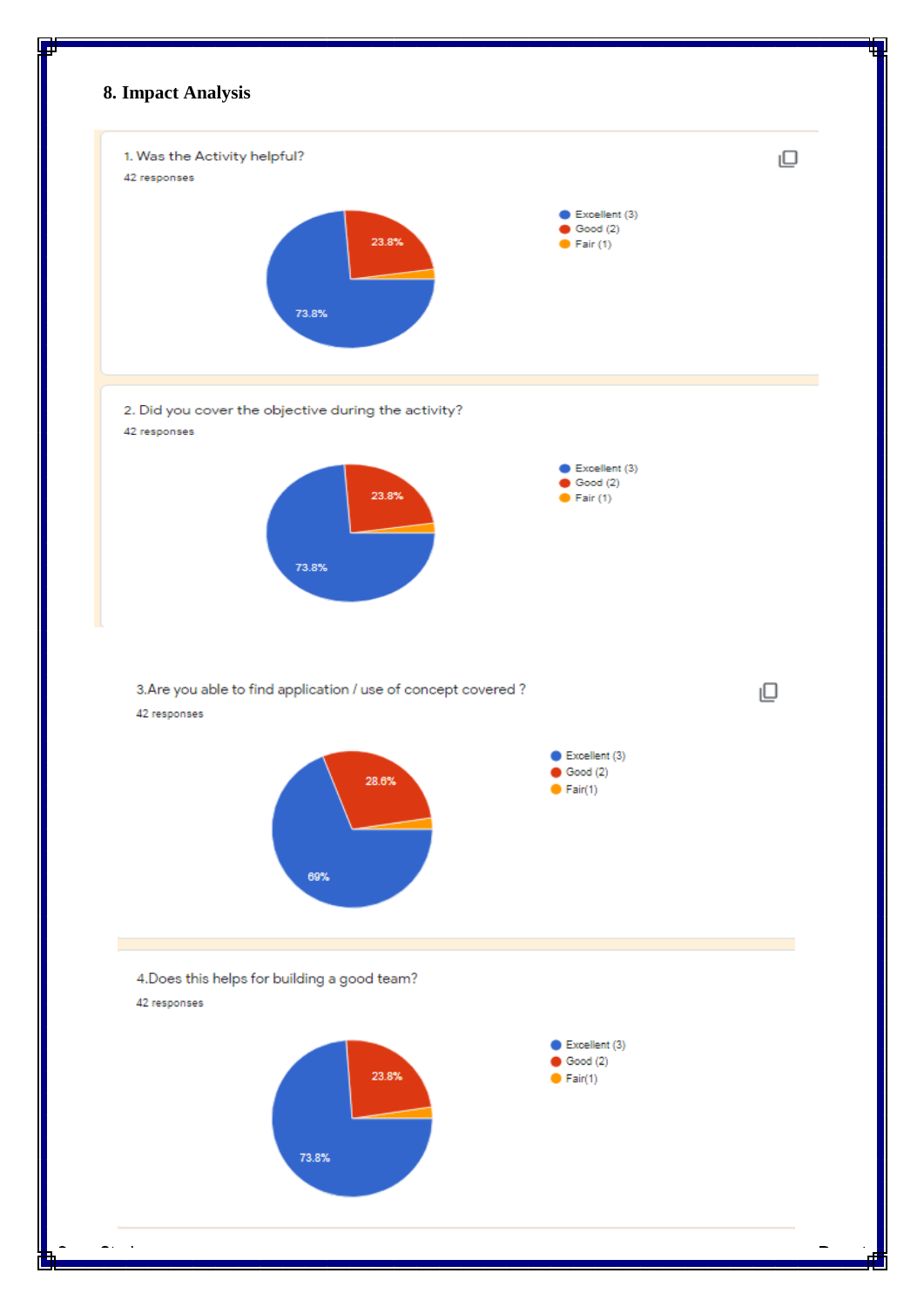## 8. Impact Analysis

1. Was the Activity helpful?

42 responses

23.8%

73.8%

Excellent (3)
Good (2)
Fair (1)

2. Did you cover the objective during the activity?

42 responses

23.8%

73.8%

Excellent (3)
Good (2)
Fair (1)

3.Are you able to find application / use of concept covered ?

42 responses

28.6%

69%

Excellent (3)
Good (2)
Fair(1)

4.Does this helps for building a good team?

42 responses

23.8%

73.8%

Excellent (3)
Good (2)
Fair(1)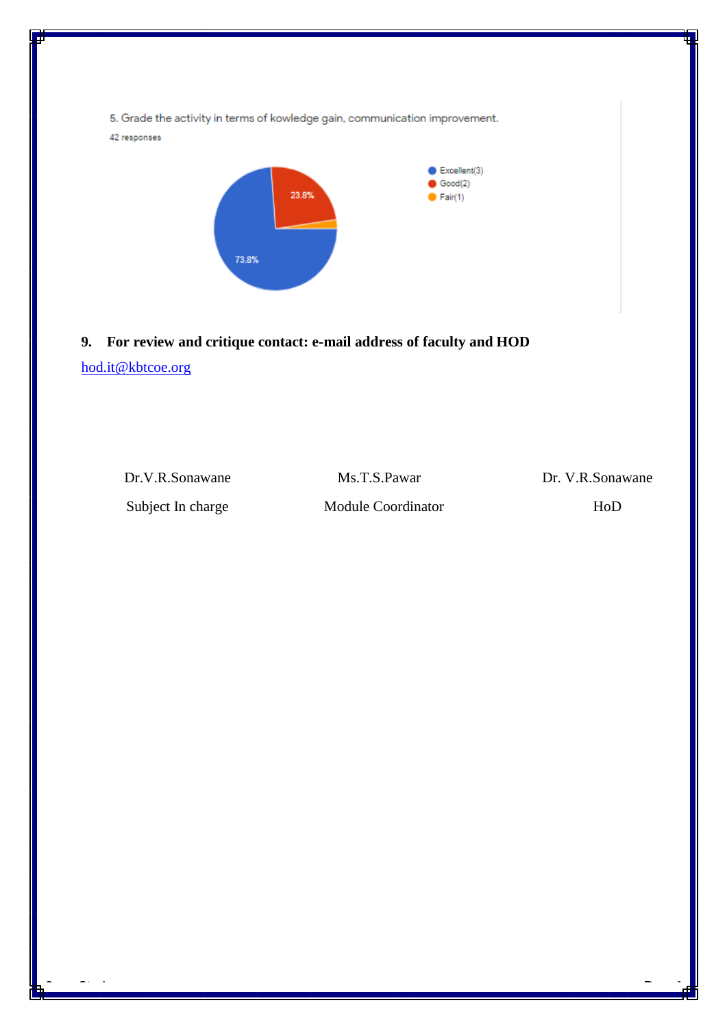5. Grade the activity in terms of kowledge gain, communication improvement.

42 responses

Excellent(3)
Good(2)
Fair(1)

23.8%
73.8%

**9. For review and critique contact: e-mail address of faculty and HOD**

hod.it@kbtcoe.org

| | | |
|---|---|---|
| Dr.V.R.Sonawane | Ms.T.S.Pawar | Dr. V.R.Sonawane |
| Subject In charge | Module Coordinator | HoD |